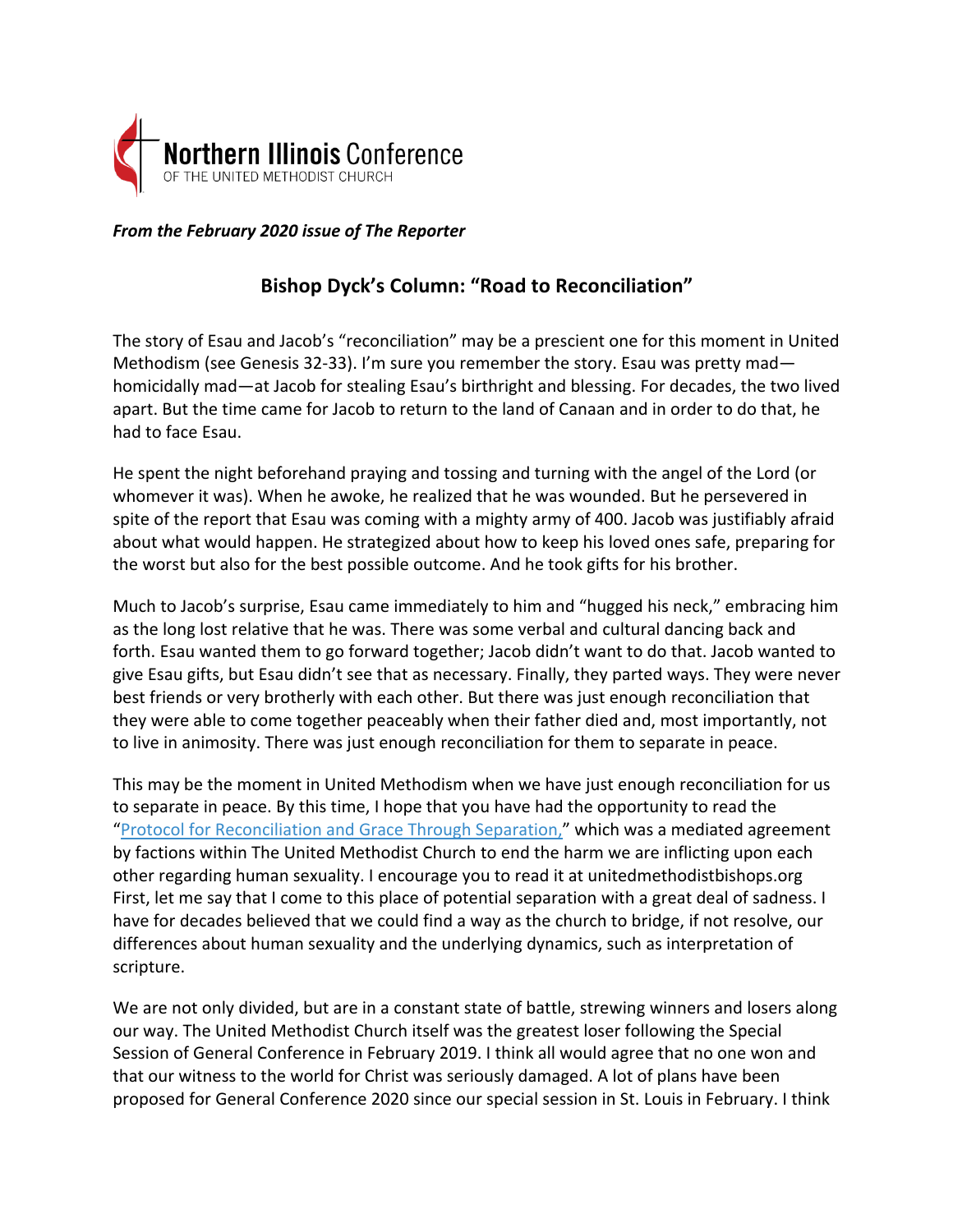**Northern Illinois Conference**
OF THE UNITED METHODIST CHURCH

***From the February 2020 issue of The Reporter***

## Bishop Dyck's Column: "Road to Reconciliation"

The story of Esau and Jacob's "reconciliation" may be a prescient one for this moment in United Methodism (see Genesis 32-33). I'm sure you remember the story. Esau was pretty mad—homicidally mad—at Jacob for stealing Esau's birthright and blessing. For decades, the two lived apart. But the time came for Jacob to return to the land of Canaan and in order to do that, he had to face Esau.

He spent the night beforehand praying and tossing and turning with the angel of the Lord (or whomever it was). When he awoke, he realized that he was wounded. But he persevered in spite of the report that Esau was coming with a mighty army of 400. Jacob was justifiably afraid about what would happen. He strategized about how to keep his loved ones safe, preparing for the worst but also for the best possible outcome. And he took gifts for his brother.

Much to Jacob's surprise, Esau came immediately to him and "hugged his neck," embracing him as the long lost relative that he was. There was some verbal and cultural dancing back and forth. Esau wanted them to go forward together; Jacob didn't want to do that. Jacob wanted to give Esau gifts, but Esau didn't see that as necessary. Finally, they parted ways. They were never best friends or very brotherly with each other. But there was just enough reconciliation that they were able to come together peaceably when their father died and, most importantly, not to live in animosity. There was just enough reconciliation for them to separate in peace.

This may be the moment in United Methodism when we have just enough reconciliation for us to separate in peace. By this time, I hope that you have had the opportunity to read the "Protocol for Reconciliation and Grace Through Separation," which was a mediated agreement by factions within The United Methodist Church to end the harm we are inflicting upon each other regarding human sexuality. I encourage you to read it at unitedmethodistbishops.org First, let me say that I come to this place of potential separation with a great deal of sadness. I have for decades believed that we could find a way as the church to bridge, if not resolve, our differences about human sexuality and the underlying dynamics, such as interpretation of scripture.

We are not only divided, but are in a constant state of battle, strewing winners and losers along our way. The United Methodist Church itself was the greatest loser following the Special Session of General Conference in February 2019. I think all would agree that no one won and that our witness to the world for Christ was seriously damaged. A lot of plans have been proposed for General Conference 2020 since our special session in St. Louis in February. I think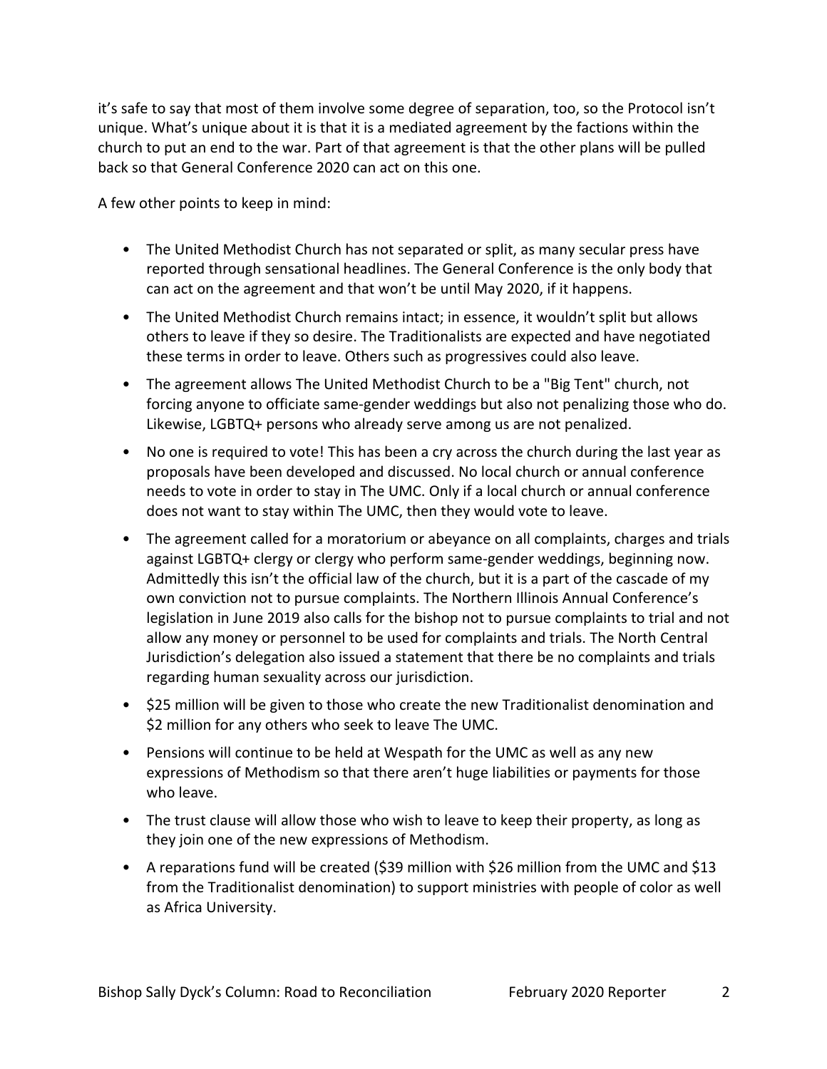it's safe to say that most of them involve some degree of separation, too, so the Protocol isn't unique. What's unique about it is that it is a mediated agreement by the factions within the church to put an end to the war. Part of that agreement is that the other plans will be pulled back so that General Conference 2020 can act on this one.

A few other points to keep in mind:

- The United Methodist Church has not separated or split, as many secular press have reported through sensational headlines. The General Conference is the only body that can act on the agreement and that won't be until May 2020, if it happens.
- The United Methodist Church remains intact; in essence, it wouldn't split but allows others to leave if they so desire. The Traditionalists are expected and have negotiated these terms in order to leave. Others such as progressives could also leave.
- The agreement allows The United Methodist Church to be a "Big Tent" church, not forcing anyone to officiate same-gender weddings but also not penalizing those who do. Likewise, LGBTQ+ persons who already serve among us are not penalized.
- No one is required to vote! This has been a cry across the church during the last year as proposals have been developed and discussed. No local church or annual conference needs to vote in order to stay in The UMC. Only if a local church or annual conference does not want to stay within The UMC, then they would vote to leave.
- The agreement called for a moratorium or abeyance on all complaints, charges and trials against LGBTQ+ clergy or clergy who perform same-gender weddings, beginning now. Admittedly this isn't the official law of the church, but it is a part of the cascade of my own conviction not to pursue complaints. The Northern Illinois Annual Conference's legislation in June 2019 also calls for the bishop not to pursue complaints to trial and not allow any money or personnel to be used for complaints and trials. The North Central Jurisdiction's delegation also issued a statement that there be no complaints and trials regarding human sexuality across our jurisdiction.
- $25 million will be given to those who create the new Traditionalist denomination and $2 million for any others who seek to leave The UMC.
- Pensions will continue to be held at Wespath for the UMC as well as any new expressions of Methodism so that there aren't huge liabilities or payments for those who leave.
- The trust clause will allow those who wish to leave to keep their property, as long as they join one of the new expressions of Methodism.
- A reparations fund will be created ($39 million with $26 million from the UMC and $13 from the Traditionalist denomination) to support ministries with people of color as well as Africa University.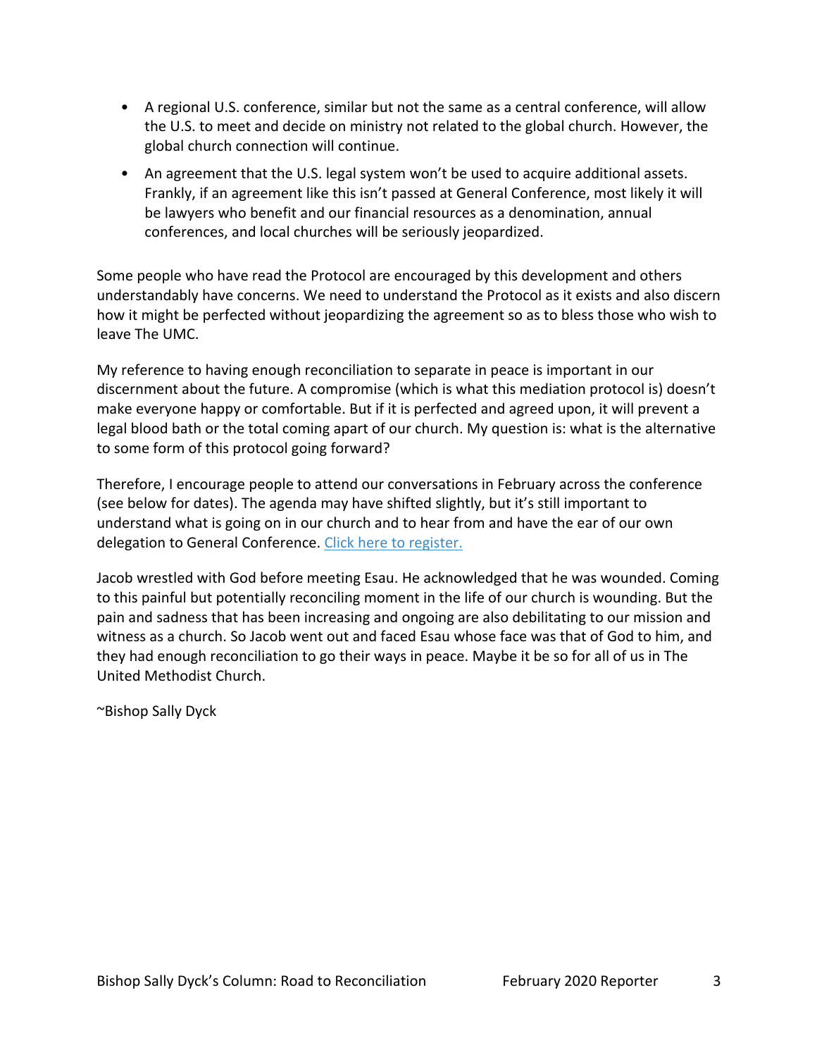- A regional U.S. conference, similar but not the same as a central conference, will allow the U.S. to meet and decide on ministry not related to the global church. However, the global church connection will continue.
- An agreement that the U.S. legal system won't be used to acquire additional assets. Frankly, if an agreement like this isn't passed at General Conference, most likely it will be lawyers who benefit and our financial resources as a denomination, annual conferences, and local churches will be seriously jeopardized.

Some people who have read the Protocol are encouraged by this development and others understandably have concerns. We need to understand the Protocol as it exists and also discern how it might be perfected without jeopardizing the agreement so as to bless those who wish to leave The UMC.

My reference to having enough reconciliation to separate in peace is important in our discernment about the future. A compromise (which is what this mediation protocol is) doesn't make everyone happy or comfortable. But if it is perfected and agreed upon, it will prevent a legal blood bath or the total coming apart of our church. My question is: what is the alternative to some form of this protocol going forward?

Therefore, I encourage people to attend our conversations in February across the conference (see below for dates). The agenda may have shifted slightly, but it's still important to understand what is going on in our church and to hear from and have the ear of our own delegation to General Conference. Click here to register.

Jacob wrestled with God before meeting Esau. He acknowledged that he was wounded. Coming to this painful but potentially reconciling moment in the life of our church is wounding. But the pain and sadness that has been increasing and ongoing are also debilitating to our mission and witness as a church. So Jacob went out and faced Esau whose face was that of God to him, and they had enough reconciliation to go their ways in peace. Maybe it be so for all of us in The United Methodist Church.

~Bishop Sally Dyck